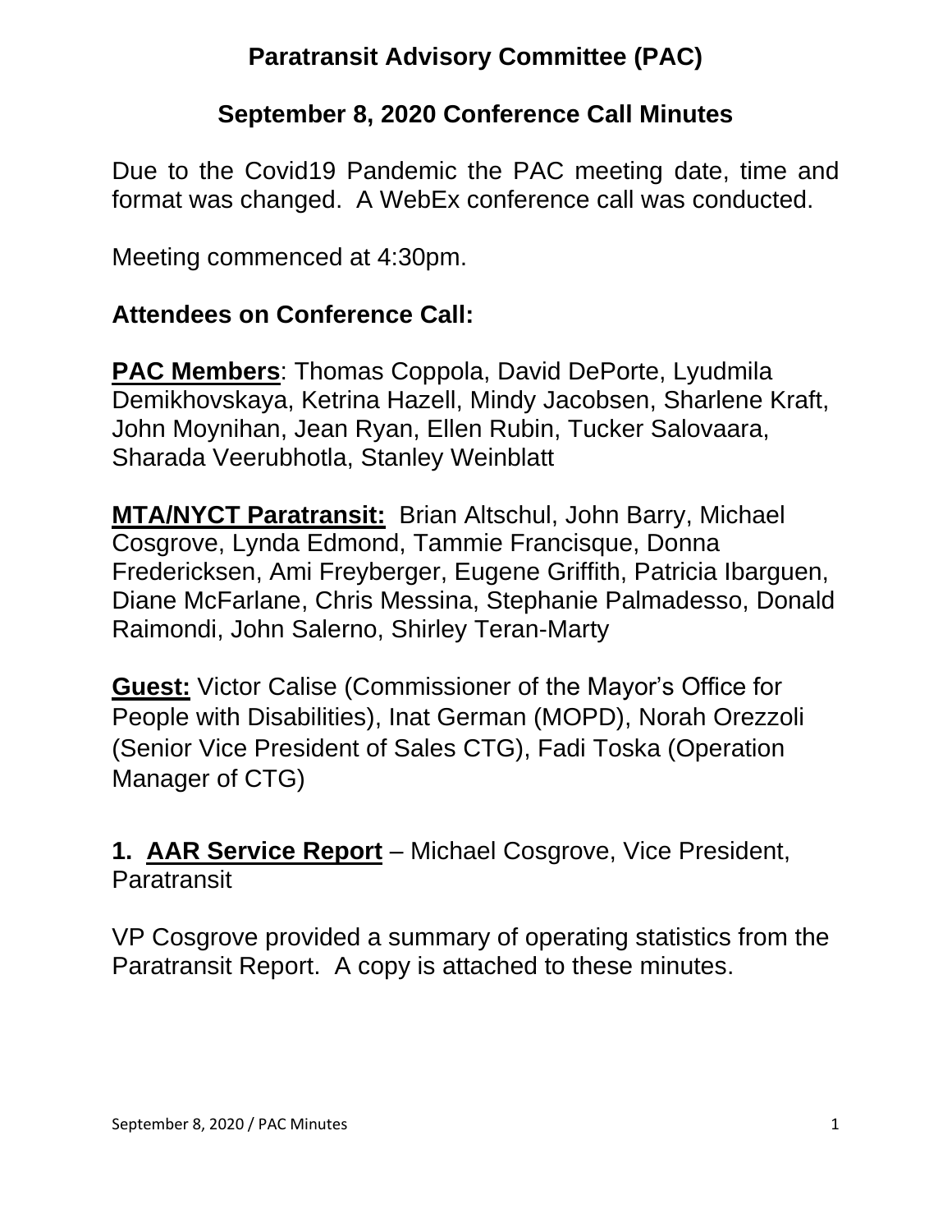# Paratransit Advisory Committee (PAC)

## September 8, 2020 Conference Call Minutes

Due to the Covid19 Pandemic the PAC meeting date, time and format was changed. A WebEx conference call was conducted.

Meeting commenced at 4:30pm.

### Attendees on Conference Call:

**PAC Members**: Thomas Coppola, David DePorte, Lyudmila Demikhovskaya, Ketrina Hazell, Mindy Jacobsen, Sharlene Kraft, John Moynihan, Jean Ryan, Ellen Rubin, Tucker Salovaara, Sharada Veerubhotla, Stanley Weinblatt

**MTA/NYCT Paratransit:** Brian Altschul, John Barry, Michael Cosgrove, Lynda Edmond, Tammie Francisque, Donna Fredericksen, Ami Freyberger, Eugene Griffith, Patricia Ibarguen, Diane McFarlane, Chris Messina, Stephanie Palmadesso, Donald Raimondi, John Salerno, Shirley Teran-Marty

**Guest:** Victor Calise (Commissioner of the Mayor's Office for People with Disabilities), Inat German (MOPD), Norah Orezzoli (Senior Vice President of Sales CTG), Fadi Toska (Operation Manager of CTG)

**1. AAR Service Report** – Michael Cosgrove, Vice President, Paratransit

VP Cosgrove provided a summary of operating statistics from the Paratransit Report. A copy is attached to these minutes.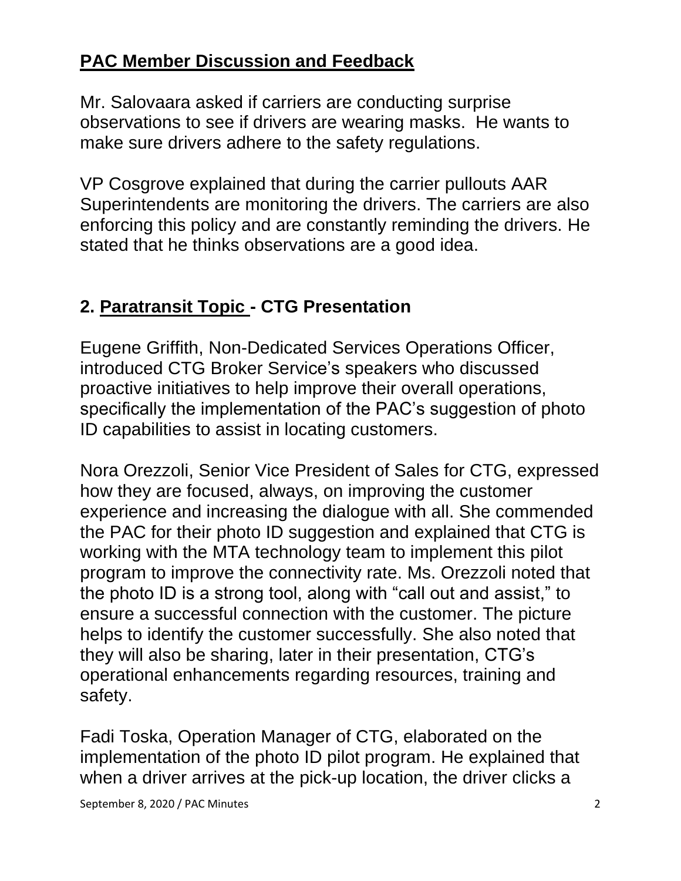## PAC Member Discussion and Feedback

Mr. Salovaara asked if carriers are conducting surprise observations to see if drivers are wearing masks. He wants to make sure drivers adhere to the safety regulations.

VP Cosgrove explained that during the carrier pullouts AAR Superintendents are monitoring the drivers. The carriers are also enforcing this policy and are constantly reminding the drivers. He stated that he thinks observations are a good idea.

## 2. Paratransit Topic - CTG Presentation

Eugene Griffith, Non-Dedicated Services Operations Officer, introduced CTG Broker Service's speakers who discussed proactive initiatives to help improve their overall operations, specifically the implementation of the PAC's suggestion of photo ID capabilities to assist in locating customers.

Nora Orezzoli, Senior Vice President of Sales for CTG, expressed how they are focused, always, on improving the customer experience and increasing the dialogue with all. She commended the PAC for their photo ID suggestion and explained that CTG is working with the MTA technology team to implement this pilot program to improve the connectivity rate. Ms. Orezzoli noted that the photo ID is a strong tool, along with "call out and assist," to ensure a successful connection with the customer. The picture helps to identify the customer successfully. She also noted that they will also be sharing, later in their presentation, CTG's operational enhancements regarding resources, training and safety.

Fadi Toska, Operation Manager of CTG, elaborated on the implementation of the photo ID pilot program. He explained that when a driver arrives at the pick-up location, the driver clicks a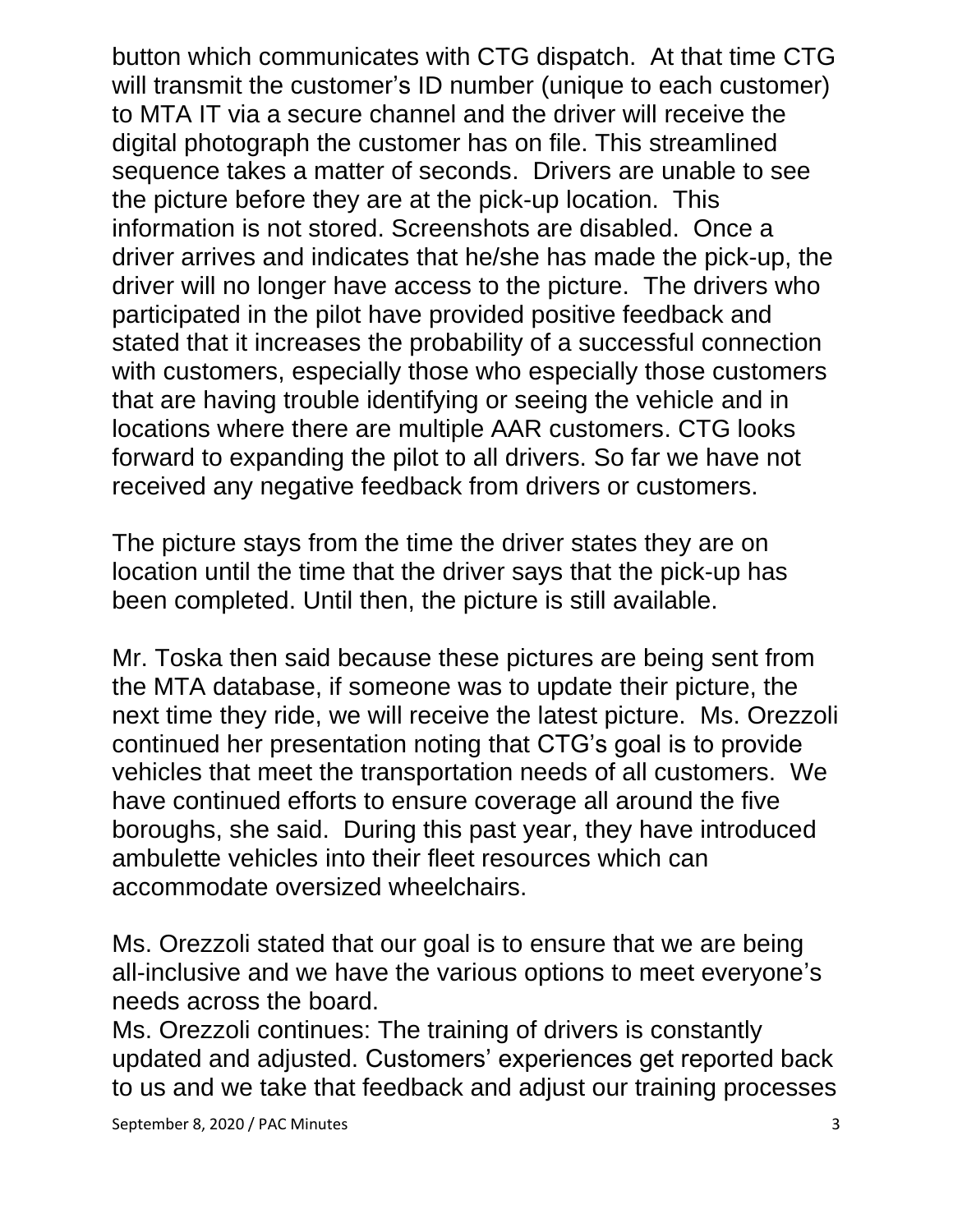button which communicates with CTG dispatch. At that time CTG will transmit the customer's ID number (unique to each customer) to MTA IT via a secure channel and the driver will receive the digital photograph the customer has on file. This streamlined sequence takes a matter of seconds. Drivers are unable to see the picture before they are at the pick-up location. This information is not stored. Screenshots are disabled. Once a driver arrives and indicates that he/she has made the pick-up, the driver will no longer have access to the picture. The drivers who participated in the pilot have provided positive feedback and stated that it increases the probability of a successful connection with customers, especially those who especially those customers that are having trouble identifying or seeing the vehicle and in locations where there are multiple AAR customers. CTG looks forward to expanding the pilot to all drivers. So far we have not received any negative feedback from drivers or customers.

The picture stays from the time the driver states they are on location until the time that the driver says that the pick-up has been completed. Until then, the picture is still available.

Mr. Toska then said because these pictures are being sent from the MTA database, if someone was to update their picture, the next time they ride, we will receive the latest picture. Ms. Orezzoli continued her presentation noting that CTG's goal is to provide vehicles that meet the transportation needs of all customers. We have continued efforts to ensure coverage all around the five boroughs, she said. During this past year, they have introduced ambulette vehicles into their fleet resources which can accommodate oversized wheelchairs.

Ms. Orezzoli stated that our goal is to ensure that we are being all-inclusive and we have the various options to meet everyone's needs across the board.
Ms. Orezzoli continues: The training of drivers is constantly updated and adjusted. Customers' experiences get reported back to us and we take that feedback and adjust our training processes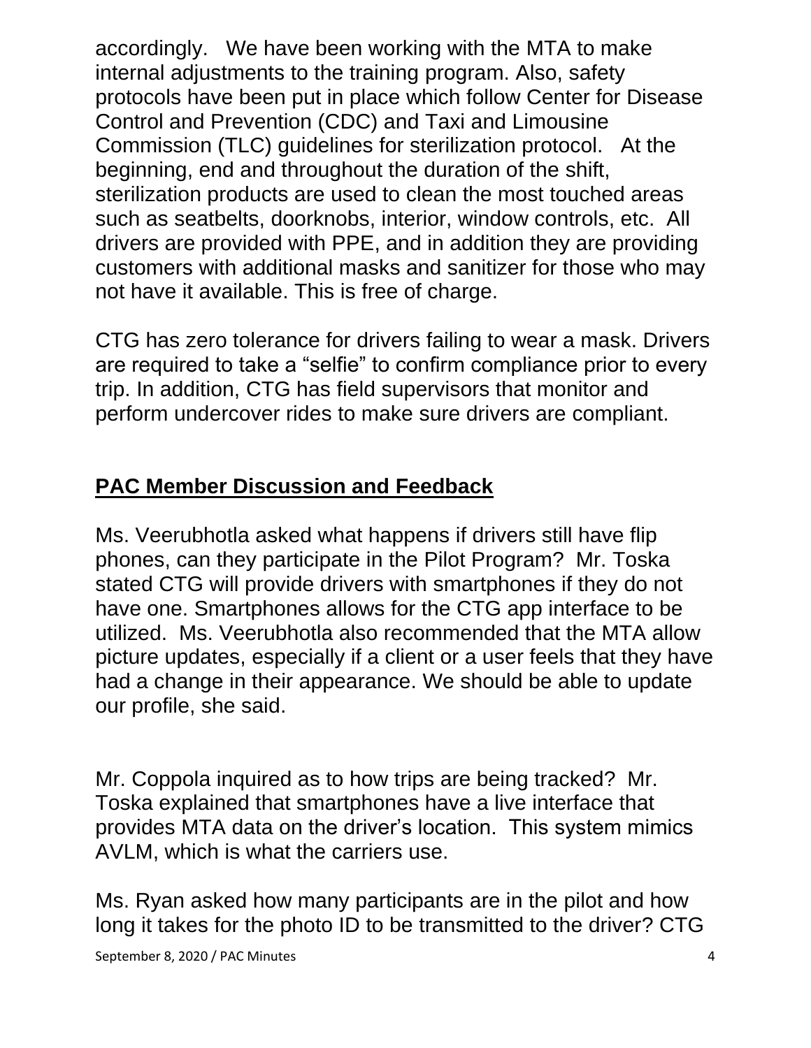accordingly. We have been working with the MTA to make internal adjustments to the training program. Also, safety protocols have been put in place which follow Center for Disease Control and Prevention (CDC) and Taxi and Limousine Commission (TLC) guidelines for sterilization protocol. At the beginning, end and throughout the duration of the shift, sterilization products are used to clean the most touched areas such as seatbelts, doorknobs, interior, window controls, etc. All drivers are provided with PPE, and in addition they are providing customers with additional masks and sanitizer for those who may not have it available. This is free of charge.

CTG has zero tolerance for drivers failing to wear a mask. Drivers are required to take a "selfie" to confirm compliance prior to every trip. In addition, CTG has field supervisors that monitor and perform undercover rides to make sure drivers are compliant.

## **PAC Member Discussion and Feedback**

Ms. Veerubhotla asked what happens if drivers still have flip phones, can they participate in the Pilot Program? Mr. Toska stated CTG will provide drivers with smartphones if they do not have one. Smartphones allows for the CTG app interface to be utilized. Ms. Veerubhotla also recommended that the MTA allow picture updates, especially if a client or a user feels that they have had a change in their appearance. We should be able to update our profile, she said.

Mr. Coppola inquired as to how trips are being tracked? Mr. Toska explained that smartphones have a live interface that provides MTA data on the driver's location. This system mimics AVLM, which is what the carriers use.

Ms. Ryan asked how many participants are in the pilot and how long it takes for the photo ID to be transmitted to the driver? CTG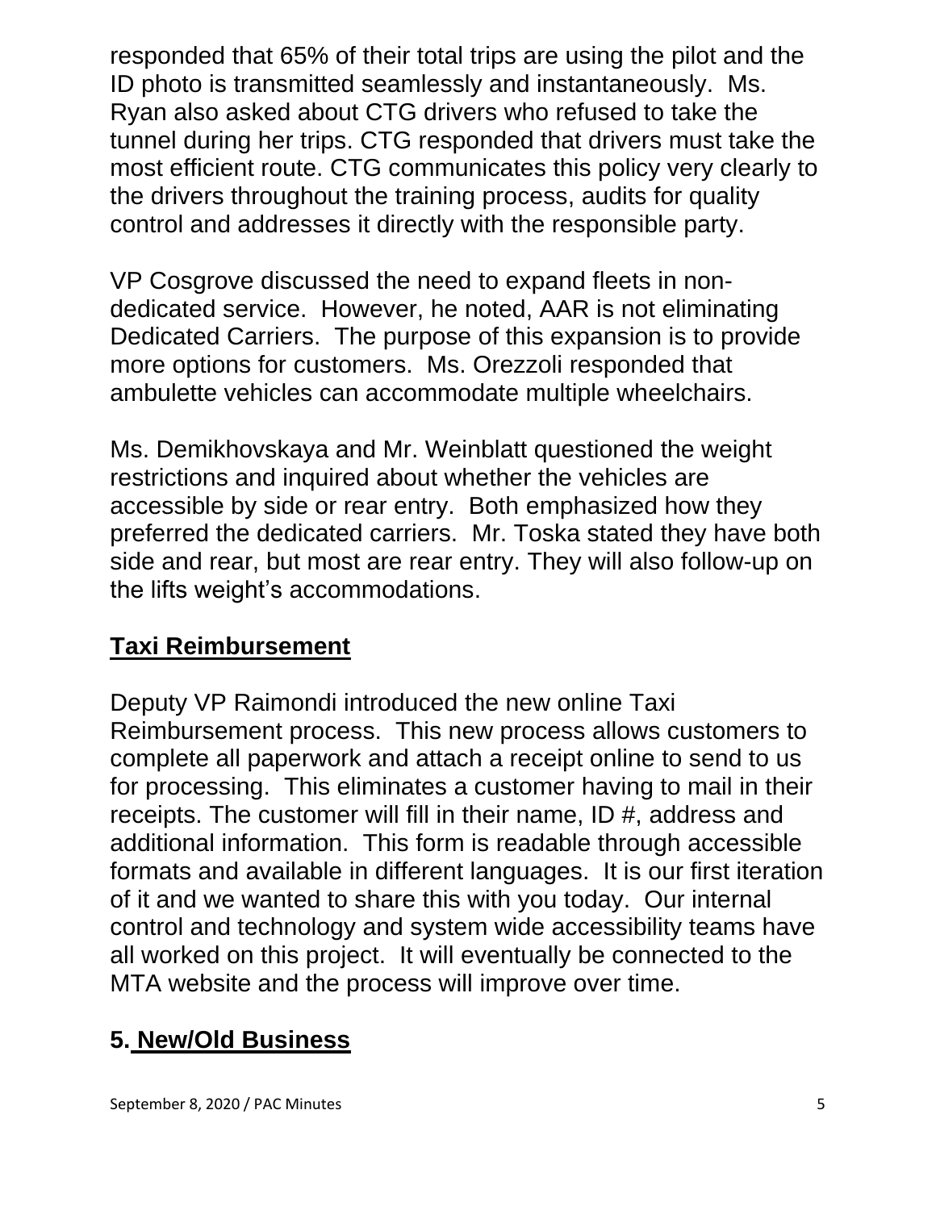responded that 65% of their total trips are using the pilot and the ID photo is transmitted seamlessly and instantaneously. Ms. Ryan also asked about CTG drivers who refused to take the tunnel during her trips. CTG responded that drivers must take the most efficient route. CTG communicates this policy very clearly to the drivers throughout the training process, audits for quality control and addresses it directly with the responsible party.

VP Cosgrove discussed the need to expand fleets in non-dedicated service. However, he noted, AAR is not eliminating Dedicated Carriers. The purpose of this expansion is to provide more options for customers. Ms. Orezzoli responded that ambulette vehicles can accommodate multiple wheelchairs.

Ms. Demikhovskaya and Mr. Weinblatt questioned the weight restrictions and inquired about whether the vehicles are accessible by side or rear entry. Both emphasized how they preferred the dedicated carriers. Mr. Toska stated they have both side and rear, but most are rear entry. They will also follow-up on the lifts weight's accommodations.

## Taxi Reimbursement

Deputy VP Raimondi introduced the new online Taxi Reimbursement process. This new process allows customers to complete all paperwork and attach a receipt online to send to us for processing. This eliminates a customer having to mail in their receipts. The customer will fill in their name, ID #, address and additional information. This form is readable through accessible formats and available in different languages. It is our first iteration of it and we wanted to share this with you today. Our internal control and technology and system wide accessibility teams have all worked on this project. It will eventually be connected to the MTA website and the process will improve over time.

## 5. New/Old Business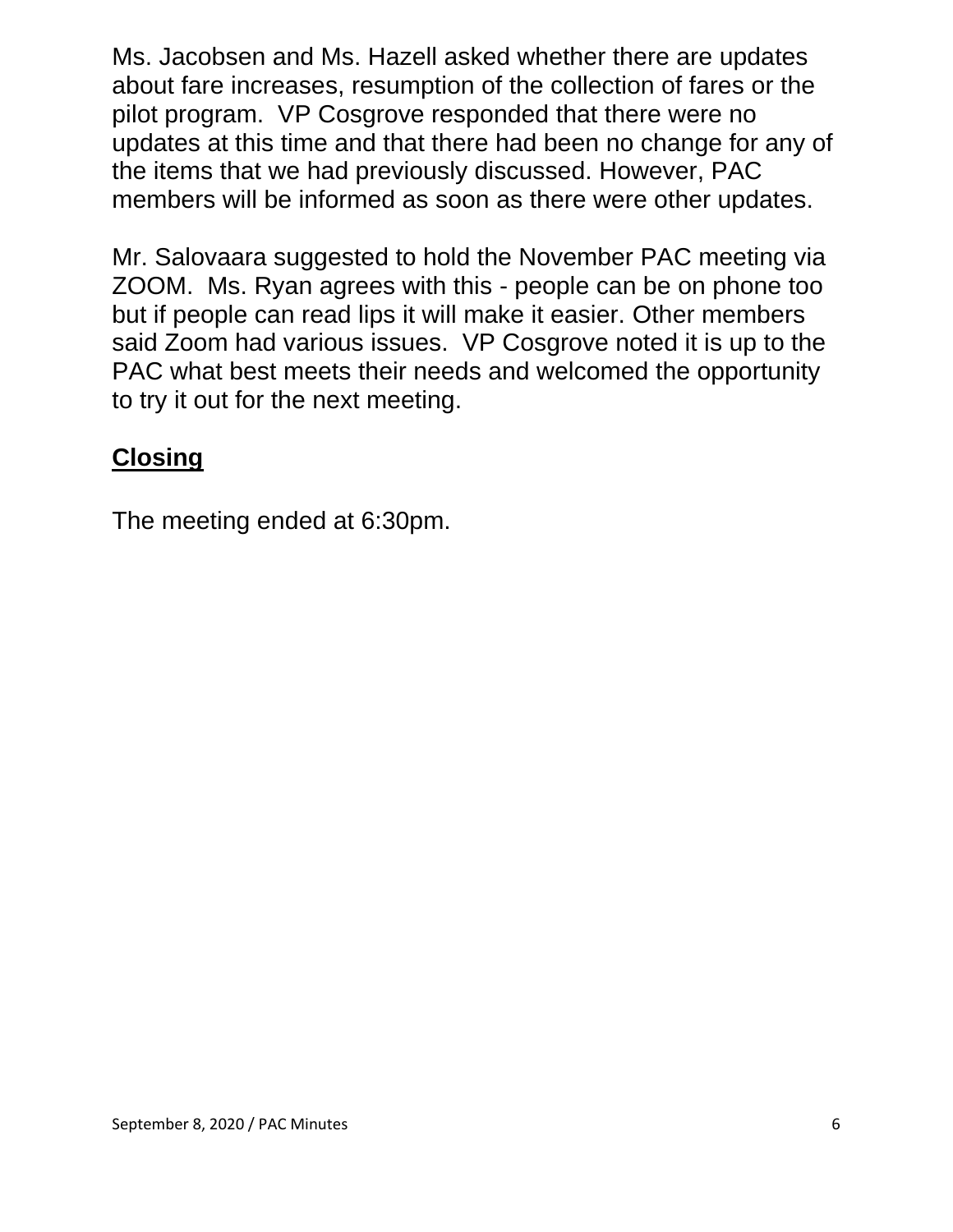Ms. Jacobsen and Ms. Hazell asked whether there are updates about fare increases, resumption of the collection of fares or the pilot program. VP Cosgrove responded that there were no updates at this time and that there had been no change for any of the items that we had previously discussed. However, PAC members will be informed as soon as there were other updates.

Mr. Salovaara suggested to hold the November PAC meeting via ZOOM. Ms. Ryan agrees with this - people can be on phone too but if people can read lips it will make it easier. Other members said Zoom had various issues. VP Cosgrove noted it is up to the PAC what best meets their needs and welcomed the opportunity to try it out for the next meeting.

## Closing

The meeting ended at 6:30pm.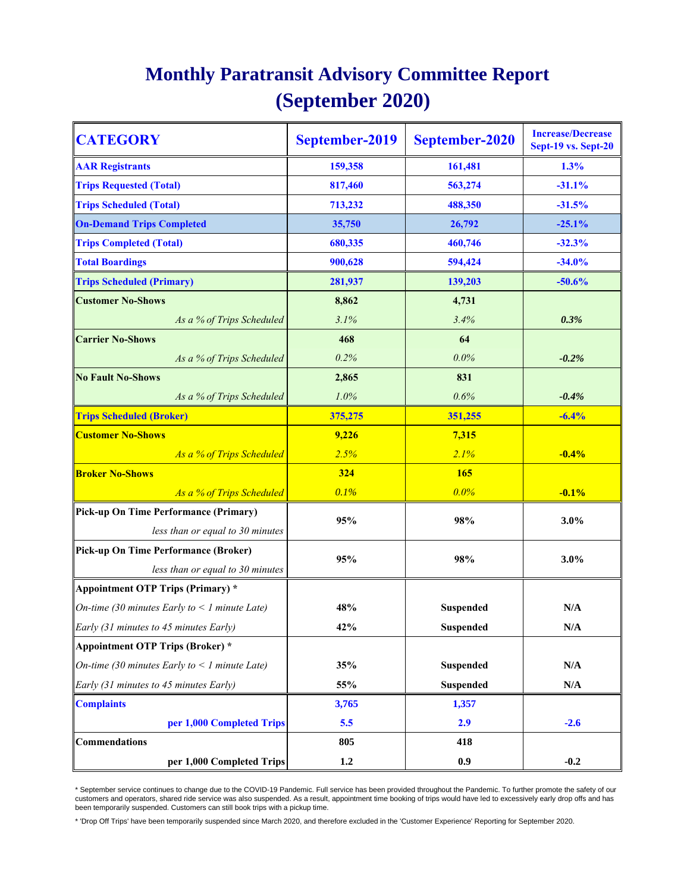# Monthly Paratransit Advisory Committee Report (September 2020)

| CATEGORY | September-2019 | September-2020 | Increase/Decrease Sept-19 vs. Sept-20 |
|---|---|---|---|
| **AAR Registrants** | 159,358 | 161,481 | 1.3% |
| **Trips Requested (Total)** | 817,460 | 563,274 | -31.1% |
| **Trips Scheduled (Total)** | 713,232 | 488,350 | -31.5% |
| **On-Demand Trips Completed** | 35,750 | 26,792 | -25.1% |
| **Trips Completed (Total)** | 680,335 | 460,746 | -32.3% |
| **Total Boardings** | 900,628 | 594,424 | -34.0% |
| **Trips Scheduled (Primary)** | 281,937 | 139,203 | -50.6% |
| **Customer No-Shows** | 8,862 | 4,731 | |
| *As a % of Trips Scheduled* | *3.1%* | *3.4%* | ***0.3%*** |
| **Carrier No-Shows** | 468 | 64 | |
| *As a % of Trips Scheduled* | *0.2%* | *0.0%* | ***-0.2%*** |
| **No Fault No-Shows** | 2,865 | 831 | |
| *As a % of Trips Scheduled* | *1.0%* | *0.6%* | ***-0.4%*** |
| **Trips Scheduled (Broker)** | 375,275 | 351,255 | -6.4% |
| **Customer No-Shows** | 9,226 | 7,315 | |
| *As a % of Trips Scheduled* | *2.5%* | *2.1%* | -0.4% |
| **Broker No-Shows** | 324 | 165 | |
| *As a % of Trips Scheduled* | *0.1%* | *0.0%* | -0.1% |
| **Pick-up On Time Performance (Primary)** *less than or equal to 30 minutes* | 95% | 98% | 3.0% |
| **Pick-up On Time Performance (Broker)** *less than or equal to 30 minutes* | 95% | 98% | 3.0% |
| **Appointment OTP Trips (Primary) *** | | | |
| *On-time (30 minutes Early to < 1 minute Late)* | 48% | Suspended | N/A |
| *Early (31 minutes to 45 minutes Early)* | 42% | Suspended | N/A |
| **Appointment OTP Trips (Broker) *** | | | |
| *On-time (30 minutes Early to < 1 minute Late)* | 35% | Suspended | N/A |
| *Early (31 minutes to 45 minutes Early)* | 55% | Suspended | N/A |
| **Complaints** | 3,765 | 1,357 | |
| **per 1,000 Completed Trips** | 5.5 | 2.9 | -2.6 |
| **Commendations** | 805 | 418 | |
| **per 1,000 Completed Trips** | 1.2 | 0.9 | -0.2 |

* September service continues to change due to the COVID-19 Pandemic. Full service has been provided throughout the Pandemic. To further promote the safety of our customers and operators, shared ride service was also suspended. As a result, appointment time booking of trips would have led to excessively early drop offs and has been temporarily suspended. Customers can still book trips with a pickup time.

* 'Drop Off Trips' have been temporarily suspended since March 2020, and therefore excluded in the 'Customer Experience' Reporting for September 2020.